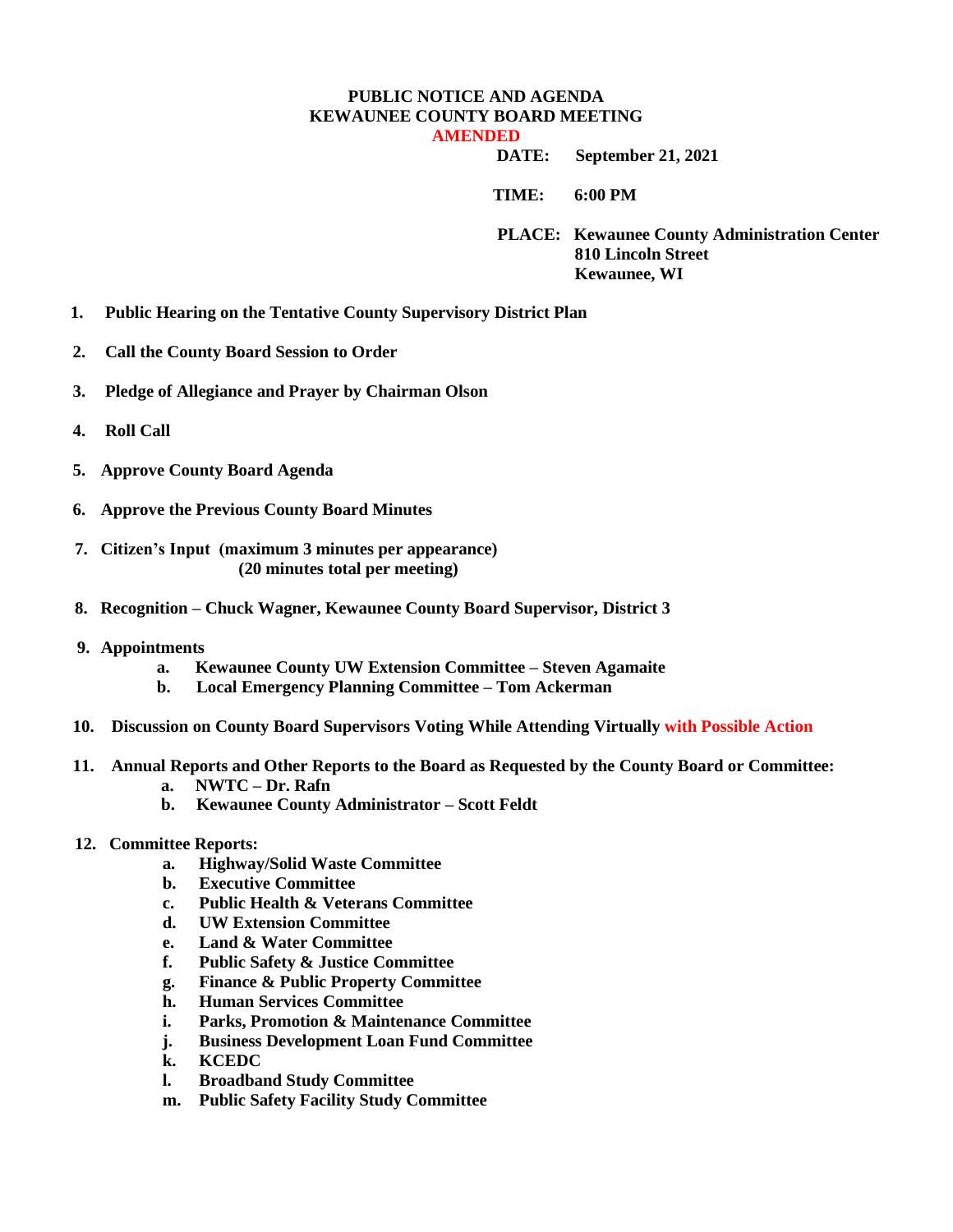# PUBLIC NOTICE AND AGENDA
# KEWAUNEE COUNTY BOARD MEETING
## AMENDED

**DATE:** September 21, 2021

**TIME:** 6:00 PM

**PLACE:** Kewaunee County Administration Center
810 Lincoln Street
Kewaunee, WI

1. **Public Hearing on the Tentative County Supervisory District Plan**
2. **Call the County Board Session to Order**
3. **Pledge of Allegiance and Prayer by Chairman Olson**
4. **Roll Call**
5. **Approve County Board Agenda**
6. **Approve the Previous County Board Minutes**
7. **Citizen's Input (maximum 3 minutes per appearance) (20 minutes total per meeting)**
8. **Recognition – Chuck Wagner, Kewaunee County Board Supervisor, District 3**
9. **Appointments**
   a. **Kewaunee County UW Extension Committee – Steven Agamaite**
   b. **Local Emergency Planning Committee – Tom Ackerman**
10. **Discussion on County Board Supervisors Voting While Attending Virtually with Possible Action**
11. **Annual Reports and Other Reports to the Board as Requested by the County Board or Committee:**
    a. **NWTC – Dr. Rafn**
    b. **Kewaunee County Administrator – Scott Feldt**
12. **Committee Reports:**
    a. **Highway/Solid Waste Committee**
    b. **Executive Committee**
    c. **Public Health & Veterans Committee**
    d. **UW Extension Committee**
    e. **Land & Water Committee**
    f. **Public Safety & Justice Committee**
    g. **Finance & Public Property Committee**
    h. **Human Services Committee**
    i. **Parks, Promotion & Maintenance Committee**
    j. **Business Development Loan Fund Committee**
    k. **KCEDC**
    l. **Broadband Study Committee**
    m. **Public Safety Facility Study Committee**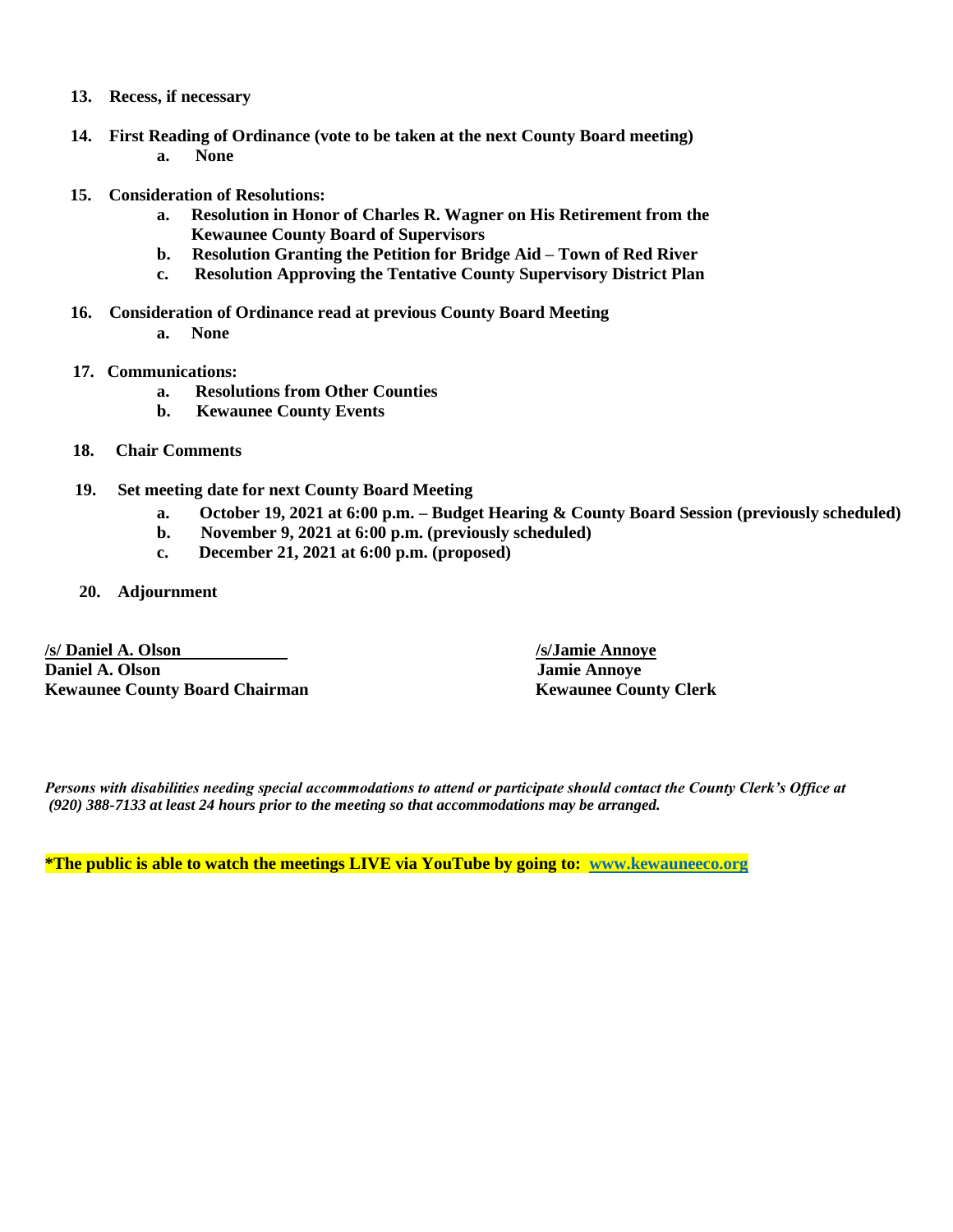13. **Recess, if necessary**

14. **First Reading of Ordinance (vote to be taken at the next County Board meeting)**
    a. **None**

15. **Consideration of Resolutions:**
    a. **Resolution in Honor of Charles R. Wagner on His Retirement from the Kewaunee County Board of Supervisors**
    b. **Resolution Granting the Petition for Bridge Aid – Town of Red River**
    c. **Resolution Approving the Tentative County Supervisory District Plan**

16. **Consideration of Ordinance read at previous County Board Meeting**
    a. **None**

17. **Communications:**
    a. **Resolutions from Other Counties**
    b. **Kewaunee County Events**

18. **Chair Comments**

19. **Set meeting date for next County Board Meeting**
    a. **October 19, 2021 at 6:00 p.m. – Budget Hearing & County Board Session (previously scheduled)**
    b. **November 9, 2021 at 6:00 p.m. (previously scheduled)**
    c. **December 21, 2021 at 6:00 p.m. (proposed)**

20. **Adjournment**

**/s/ Daniel A. Olson**
**Daniel A. Olson**
**Kewaunee County Board Chairman**

**/s/Jamie Annoye**
**Jamie Annoye**
**Kewaunee County Clerk**

***Persons with disabilities needing special accommodations to attend or participate should contact the County Clerk's Office at (920) 388-7133 at least 24 hours prior to the meeting so that accommodations may be arranged.***

**\*The public is able to watch the meetings LIVE via YouTube by going to: www.kewauneeco.org**